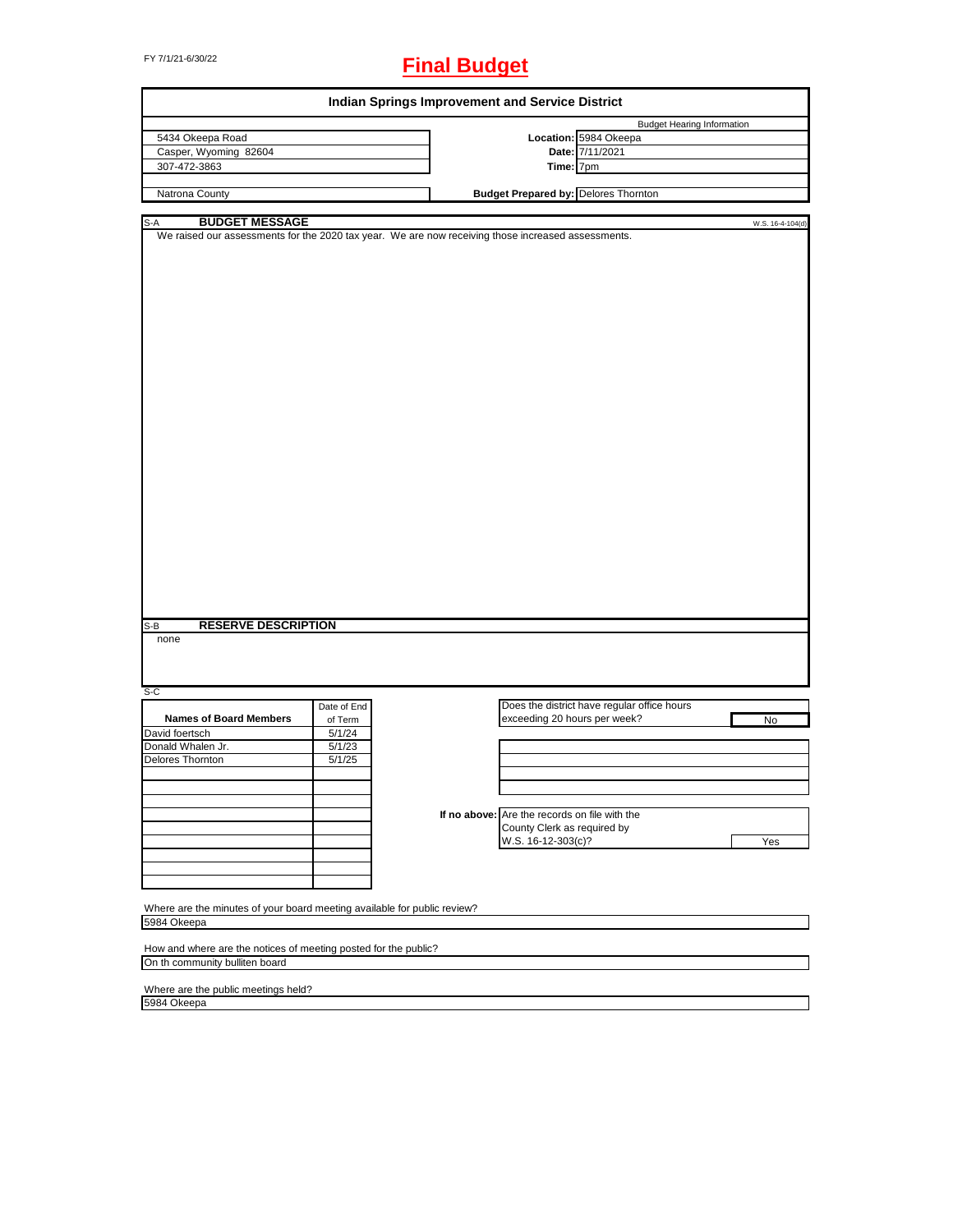FY 7/1/21-6/30/22

# Final Budget

## Indian Springs Improvement and Service District

| | | Budget Hearing Information |
|---|---|---|
| 5434 Okeepa Road | Location: | 5984 Okeepa |
| Casper, Wyoming 82604 | Date: | 7/11/2021 |
| 307-472-3863 | Time: | 7pm |
| Natrona County | Budget Prepared by: | Delores Thornton |

### S-A BUDGET MESSAGE

W.S. 16-4-104(d)

We raised our assessments for the 2020 tax year. We are now receiving those increased assessments.

### S-B RESERVE DESCRIPTION

none

### S-C

| Names of Board Members | Date of End of Term |
|---|---|
| David foertsch | 5/1/24 |
| Donald Whalen Jr. | 5/1/23 |
| Delores Thornton | 5/1/25 |

Does the district have regular office hours exceeding 20 hours per week? **No**

If no above: Are the records on file with the County Clerk as required by W.S. 16-12-303(c)? **Yes**

Where are the minutes of your board meeting available for public review?
5984 Okeepa

How and where are the notices of meeting posted for the public?
On th community bulliten board

Where are the public meetings held?
5984 Okeepa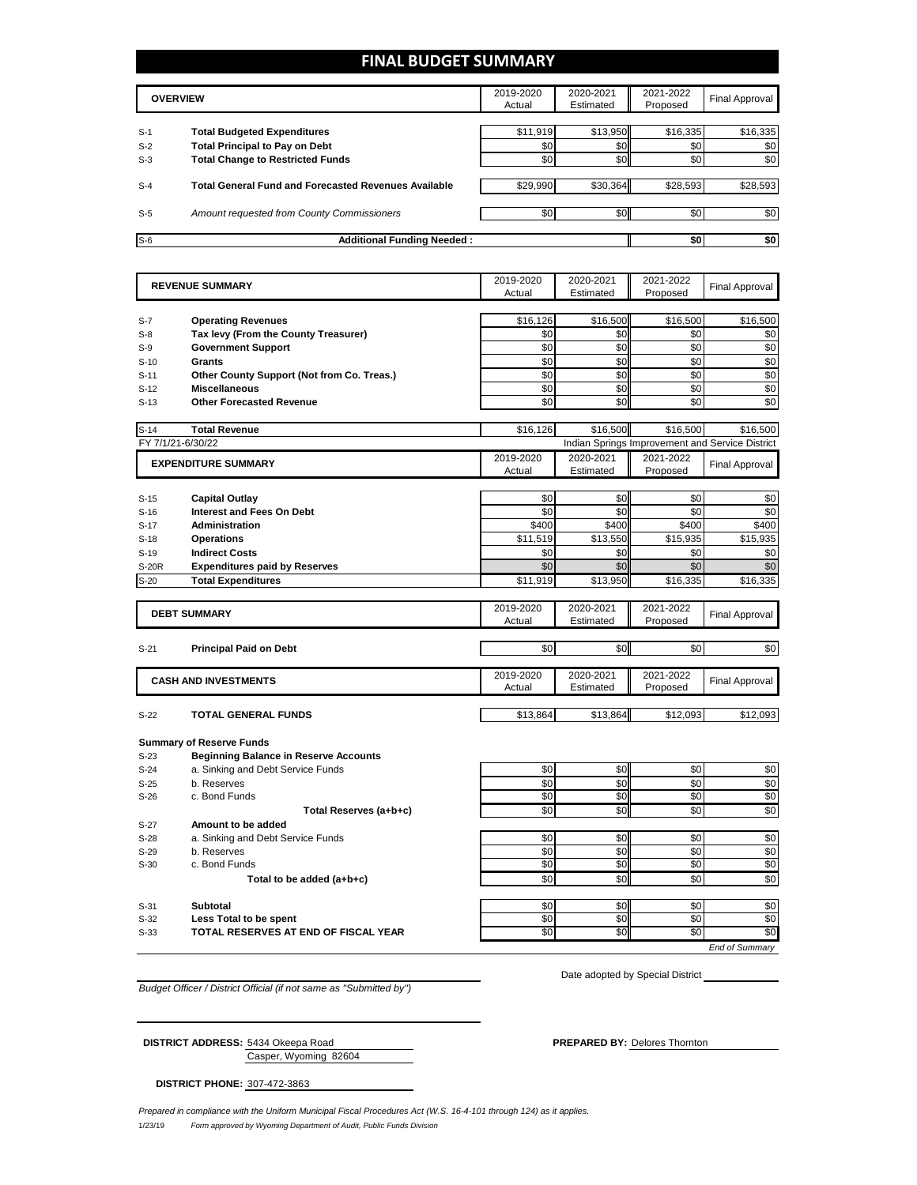# FINAL BUDGET SUMMARY

| | OVERVIEW | 2019-2020 Actual | 2020-2021 Estimated | 2021-2022 Proposed | Final Approval |
|---|---|---|---|---|---|
| S-1 | **Total Budgeted Expenditures** | $11,919 | $13,950 | $16,335 | $16,335 |
| S-2 | **Total Principal to Pay on Debt** | $0 | $0 | $0 | $0 |
| S-3 | **Total Change to Restricted Funds** | $0 | $0 | $0 | $0 |
| S-4 | **Total General Fund and Forecasted Revenues Available** | $29,990 | $30,364 | $28,593 | $28,593 |
| S-5 | *Amount requested from County Commissioners* | $0 | $0 | $0 | $0 |
| S-6 | **Additional Funding Needed :** | | | $0 | $0 |

| | REVENUE SUMMARY | 2019-2020 Actual | 2020-2021 Estimated | 2021-2022 Proposed | Final Approval |
|---|---|---|---|---|---|
| S-7 | **Operating Revenues** | $16,126 | $16,500 | $16,500 | $16,500 |
| S-8 | **Tax levy (From the County Treasurer)** | $0 | $0 | $0 | $0 |
| S-9 | **Government Support** | $0 | $0 | $0 | $0 |
| S-10 | **Grants** | $0 | $0 | $0 | $0 |
| S-11 | **Other County Support (Not from Co. Treas.)** | $0 | $0 | $0 | $0 |
| S-12 | **Miscellaneous** | $0 | $0 | $0 | $0 |
| S-13 | **Other Forecasted Revenue** | $0 | $0 | $0 | $0 |
| S-14 | **Total Revenue** | $16,126 | $16,500 | $16,500 | $16,500 |

FY 7/1/21-6/30/22 — Indian Springs Improvement and Service District

| | EXPENDITURE SUMMARY | 2019-2020 Actual | 2020-2021 Estimated | 2021-2022 Proposed | Final Approval |
|---|---|---|---|---|---|
| S-15 | **Capital Outlay** | $0 | $0 | $0 | $0 |
| S-16 | **Interest and Fees On Debt** | $0 | $0 | $0 | $0 |
| S-17 | **Administration** | $400 | $400 | $400 | $400 |
| S-18 | **Operations** | $11,519 | $13,550 | $15,935 | $15,935 |
| S-19 | **Indirect Costs** | $0 | $0 | $0 | $0 |
| S-20R | **Expenditures paid by Reserves** | $0 | $0 | $0 | $0 |
| S-20 | **Total Expenditures** | $11,919 | $13,950 | $16,335 | $16,335 |

| | DEBT SUMMARY | 2019-2020 Actual | 2020-2021 Estimated | 2021-2022 Proposed | Final Approval |
|---|---|---|---|---|---|
| S-21 | **Principal Paid on Debt** | $0 | $0 | $0 | $0 |

| | CASH AND INVESTMENTS | 2019-2020 Actual | 2020-2021 Estimated | 2021-2022 Proposed | Final Approval |
|---|---|---|---|---|---|
| S-22 | **TOTAL GENERAL FUNDS** | $13,864 | $13,864 | $12,093 | $12,093 |

**Summary of Reserve Funds**

| | | 2019-2020 Actual | 2020-2021 Estimated | 2021-2022 Proposed | Final Approval |
|---|---|---|---|---|---|
| S-23 | **Beginning Balance in Reserve Accounts** | | | | |
| S-24 | a. Sinking and Debt Service Funds | $0 | $0 | $0 | $0 |
| S-25 | b. Reserves | $0 | $0 | $0 | $0 |
| S-26 | c. Bond Funds | $0 | $0 | $0 | $0 |
| | **Total Reserves (a+b+c)** | $0 | $0 | $0 | $0 |
| S-27 | **Amount to be added** | | | | |
| S-28 | a. Sinking and Debt Service Funds | $0 | $0 | $0 | $0 |
| S-29 | b. Reserves | $0 | $0 | $0 | $0 |
| S-30 | c. Bond Funds | $0 | $0 | $0 | $0 |
| | **Total to be added (a+b+c)** | $0 | $0 | $0 | $0 |
| S-31 | **Subtotal** | $0 | $0 | $0 | $0 |
| S-32 | **Less Total to be spent** | $0 | $0 | $0 | $0 |
| S-33 | **TOTAL RESERVES AT END OF FISCAL YEAR** | $0 | $0 | $0 | $0 |

*End of Summary*

*Budget Officer / District Official (if not same as "Submitted by")*

Date adopted by Special District

**DISTRICT ADDRESS:** 5434 Okeepa Road
Casper, Wyoming 82604

**PREPARED BY:** Delores Thornton

**DISTRICT PHONE:** 307-472-3863

*Prepared in compliance with the Uniform Municipal Fiscal Procedures Act (W.S. 16-4-101 through 124) as it applies.*

1/23/19 *Form approved by Wyoming Department of Audit, Public Funds Division*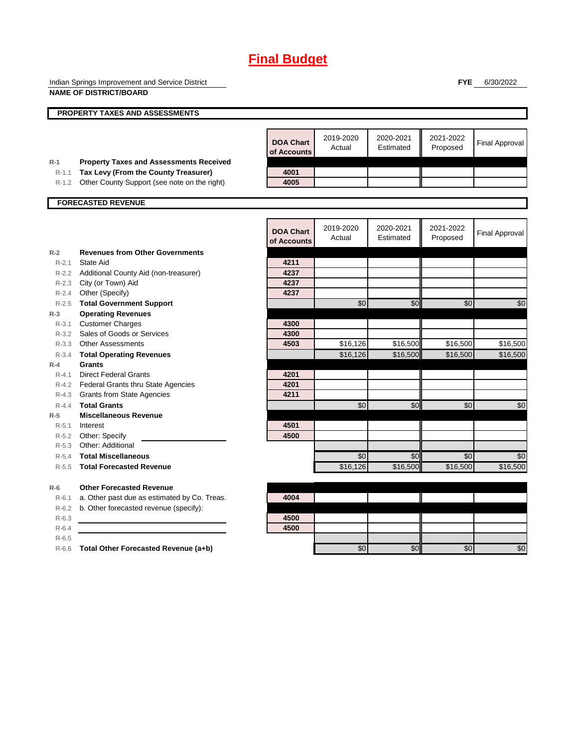# Final Budget

Indian Springs Improvement and Service District
**NAME OF DISTRICT/BOARD**

**FYE** 6/30/2022

## PROPERTY TAXES AND ASSESSMENTS

| | | DOA Chart of Accounts | 2019-2020 Actual | 2020-2021 Estimated | 2021-2022 Proposed | Final Approval |
|---|---|---|---|---|---|---|
| R-1 | **Property Taxes and Assessments Received** | | | | | |
| R-1.1 | **Tax Levy (From the County Treasurer)** | 4001 | | | | |
| R-1.2 | Other County Support (see note on the right) | 4005 | | | | |

## FORECASTED REVENUE

| | | DOA Chart of Accounts | 2019-2020 Actual | 2020-2021 Estimated | 2021-2022 Proposed | Final Approval |
|---|---|---|---|---|---|---|
| R-2 | **Revenues from Other Governments** | | | | | |
| R-2.1 | State Aid | 4211 | | | | |
| R-2.2 | Additional County Aid (non-treasurer) | 4237 | | | | |
| R-2.3 | City (or Town) Aid | 4237 | | | | |
| R-2.4 | Other (Specify) | 4237 | | | | |
| R-2.5 | **Total Government Support** | | $0 | $0 | $0 | $0 |
| R-3 | **Operating Revenues** | | | | | |
| R-3.1 | Customer Charges | 4300 | | | | |
| R-3.2 | Sales of Goods or Services | 4300 | | | | |
| R-3.3 | Other Assessments | 4503 | $16,126 | $16,500 | $16,500 | $16,500 |
| R-3.4 | **Total Operating Revenues** | | $16,126 | $16,500 | $16,500 | $16,500 |
| R-4 | **Grants** | | | | | |
| R-4.1 | Direct Federal Grants | 4201 | | | | |
| R-4.2 | Federal Grants thru State Agencies | 4201 | | | | |
| R-4.3 | Grants from State Agencies | 4211 | | | | |
| R-4.4 | **Total Grants** | | $0 | $0 | $0 | $0 |
| R-5 | **Miscellaneous Revenue** | | | | | |
| R-5.1 | Interest | 4501 | | | | |
| R-5.2 | Other: Specify | 4500 | | | | |
| R-5.3 | Other: Additional | | | | | |
| R-5.4 | **Total Miscellaneous** | | $0 | $0 | $0 | $0 |
| R-5.5 | **Total Forecasted Revenue** | | $16,126 | $16,500 | $16,500 | $16,500 |
| R-6 | **Other Forecasted Revenue** | | | | | |
| R-6.1 | a. Other past due as estimated by Co. Treas. | 4004 | | | | |
| R-6.2 | b. Other forecasted revenue (specify): | | | | | |
| R-6.3 | | 4500 | | | | |
| R-6.4 | | 4500 | | | | |
| R-6.5 | | | | | | |
| R-6.6 | **Total Other Forecasted Revenue (a+b)** | | $0 | $0 | $0 | $0 |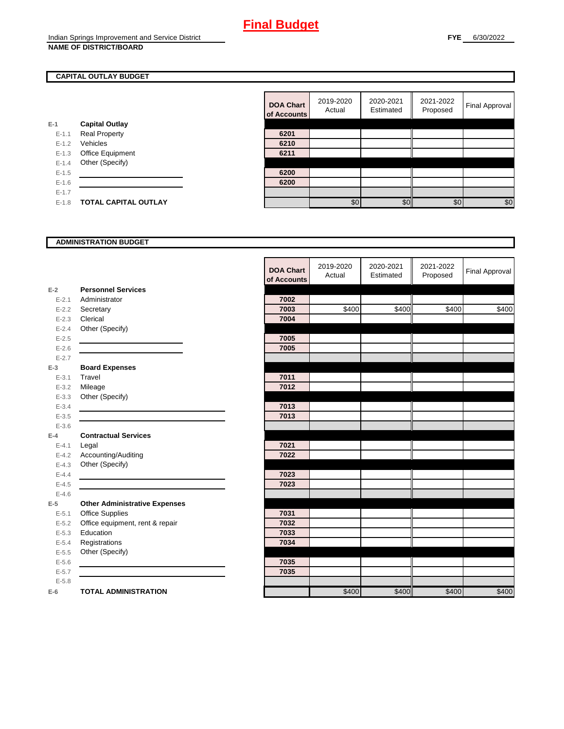# Final Budget

Indian Springs Improvement and Service District
**NAME OF DISTRICT/BOARD**

**FYE** 6/30/2022

## CAPITAL OUTLAY BUDGET

| | | DOA Chart of Accounts | 2019-2020 Actual | 2020-2021 Estimated | 2021-2022 Proposed | Final Approval |
|---|---|---|---|---|---|---|
| E-1 | **Capital Outlay** | | | | | |
| E-1.1 | Real Property | 6201 | | | | |
| E-1.2 | Vehicles | 6210 | | | | |
| E-1.3 | Office Equipment | 6211 | | | | |
| E-1.4 | Other (Specify) | | | | | |
| E-1.5 | | 6200 | | | | |
| E-1.6 | | 6200 | | | | |
| E-1.7 | | | | | | |
| E-1.8 | **TOTAL CAPITAL OUTLAY** | | $0 | $0 | $0 | $0 |

## ADMINISTRATION BUDGET

| | | DOA Chart of Accounts | 2019-2020 Actual | 2020-2021 Estimated | 2021-2022 Proposed | Final Approval |
|---|---|---|---|---|---|---|
| E-2 | **Personnel Services** | | | | | |
| E-2.1 | Administrator | 7002 | | | | |
| E-2.2 | Secretary | 7003 | $400 | $400 | $400 | $400 |
| E-2.3 | Clerical | 7004 | | | | |
| E-2.4 | Other (Specify) | | | | | |
| E-2.5 | | 7005 | | | | |
| E-2.6 | | 7005 | | | | |
| E-2.7 | | | | | | |
| E-3 | **Board Expenses** | | | | | |
| E-3.1 | Travel | 7011 | | | | |
| E-3.2 | Mileage | 7012 | | | | |
| E-3.3 | Other (Specify) | | | | | |
| E-3.4 | | 7013 | | | | |
| E-3.5 | | 7013 | | | | |
| E-3.6 | | | | | | |
| E-4 | **Contractual Services** | | | | | |
| E-4.1 | Legal | 7021 | | | | |
| E-4.2 | Accounting/Auditing | 7022 | | | | |
| E-4.3 | Other (Specify) | | | | | |
| E-4.4 | | 7023 | | | | |
| E-4.5 | | 7023 | | | | |
| E-4.6 | | | | | | |
| E-5 | **Other Administrative Expenses** | | | | | |
| E-5.1 | Office Supplies | 7031 | | | | |
| E-5.2 | Office equipment, rent & repair | 7032 | | | | |
| E-5.3 | Education | 7033 | | | | |
| E-5.4 | Registrations | 7034 | | | | |
| E-5.5 | Other (Specify) | | | | | |
| E-5.6 | | 7035 | | | | |
| E-5.7 | | 7035 | | | | |
| E-5.8 | | | | | | |
| E-6 | **TOTAL ADMINISTRATION** | | $400 | $400 | $400 | $400 |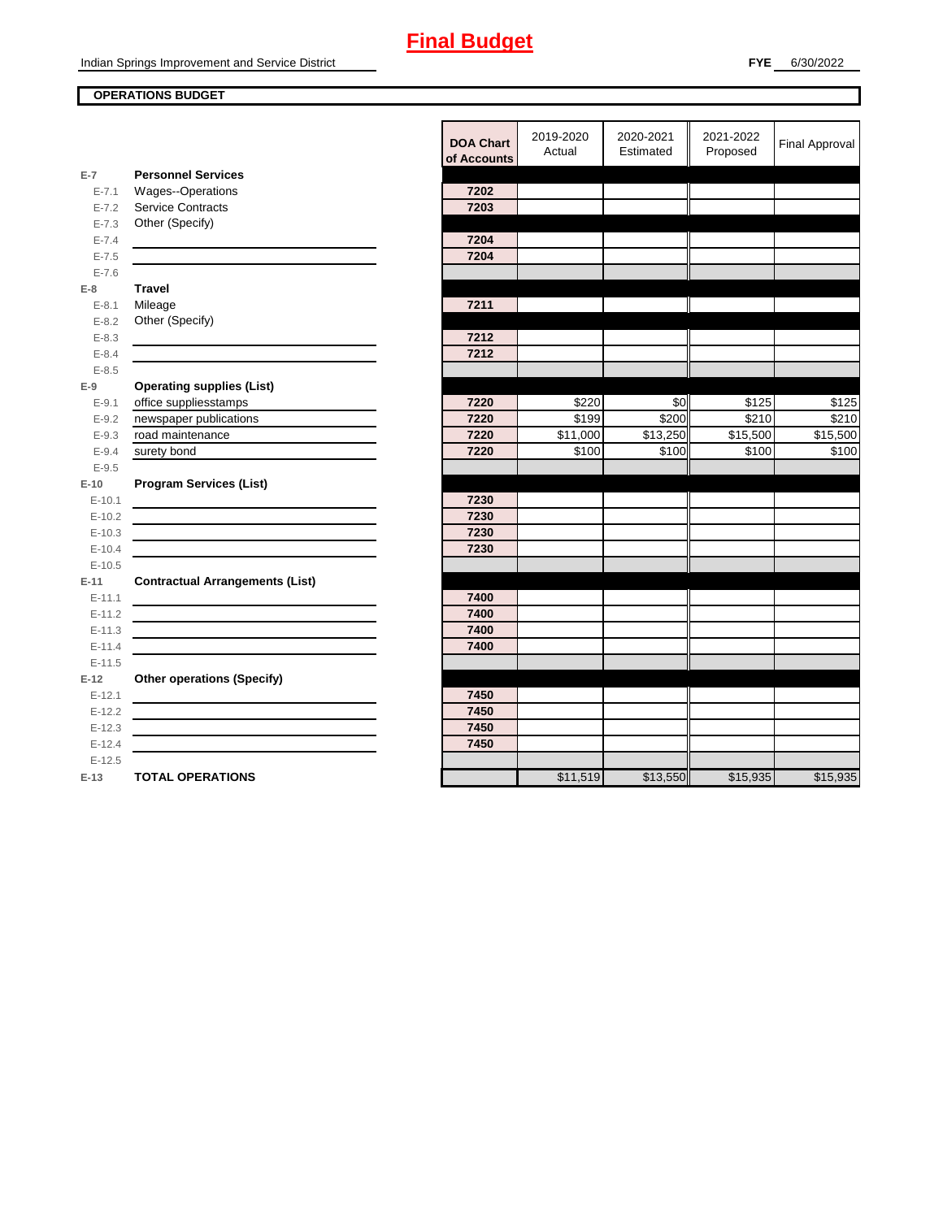# Final Budget

Indian Springs Improvement and Service District

**FYE** 6/30/2022

**OPERATIONS BUDGET**

| | | DOA Chart of Accounts | 2019-2020 Actual | 2020-2021 Estimated | 2021-2022 Proposed | Final Approval |
|---|---|---|---|---|---|---|
| **E-7** | **Personnel Services** | | | | | |
| E-7.1 | Wages--Operations | 7202 | | | | |
| E-7.2 | Service Contracts | 7203 | | | | |
| E-7.3 | Other (Specify) | | | | | |
| E-7.4 | | 7204 | | | | |
| E-7.5 | | 7204 | | | | |
| E-7.6 | | | | | | |
| **E-8** | **Travel** | | | | | |
| E-8.1 | Mileage | 7211 | | | | |
| E-8.2 | Other (Specify) | | | | | |
| E-8.3 | | 7212 | | | | |
| E-8.4 | | 7212 | | | | |
| E-8.5 | | | | | | |
| **E-9** | **Operating supplies (List)** | | | | | |
| E-9.1 | office suppliesstamps | 7220 | $220 | $0 | $125 | $125 |
| E-9.2 | newspaper publications | 7220 | $199 | $200 | $210 | $210 |
| E-9.3 | road maintenance | 7220 | $11,000 | $13,250 | $15,500 | $15,500 |
| E-9.4 | surety bond | 7220 | $100 | $100 | $100 | $100 |
| E-9.5 | | | | | | |
| **E-10** | **Program Services (List)** | | | | | |
| E-10.1 | | 7230 | | | | |
| E-10.2 | | 7230 | | | | |
| E-10.3 | | 7230 | | | | |
| E-10.4 | | 7230 | | | | |
| E-10.5 | | | | | | |
| **E-11** | **Contractual Arrangements (List)** | | | | | |
| E-11.1 | | 7400 | | | | |
| E-11.2 | | 7400 | | | | |
| E-11.3 | | 7400 | | | | |
| E-11.4 | | 7400 | | | | |
| E-11.5 | | | | | | |
| **E-12** | **Other operations (Specify)** | | | | | |
| E-12.1 | | 7450 | | | | |
| E-12.2 | | 7450 | | | | |
| E-12.3 | | 7450 | | | | |
| E-12.4 | | 7450 | | | | |
| E-12.5 | | | | | | |
| **E-13** | **TOTAL OPERATIONS** | | $11,519 | $13,550 | $15,935 | $15,935 |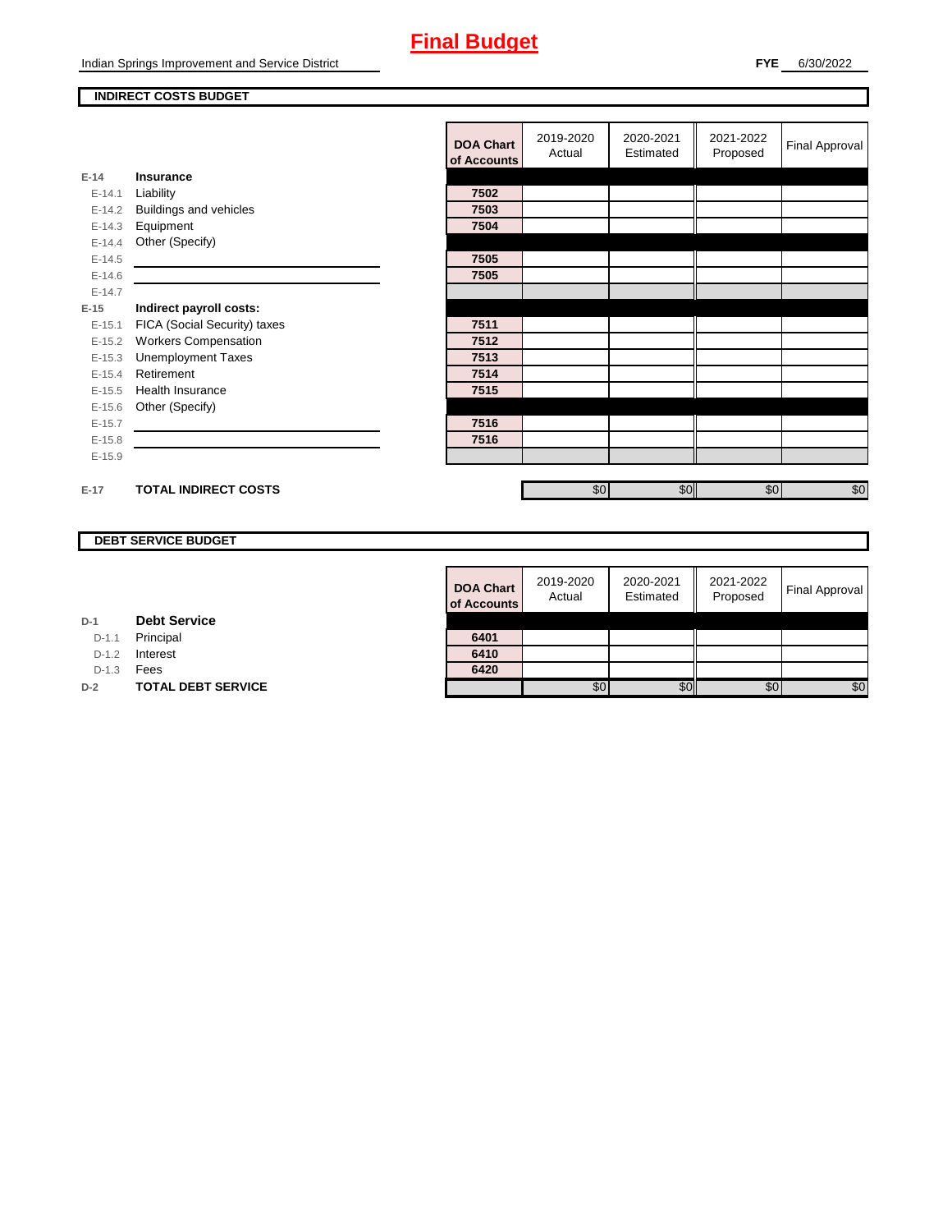# Final Budget

Indian Springs Improvement and Service District

**FYE** 6/30/2022

## INDIRECT COSTS BUDGET

| | | DOA Chart of Accounts | 2019-2020 Actual | 2020-2021 Estimated | 2021-2022 Proposed | Final Approval |
|---|---|---|---|---|---|---|
| **E-14** | **Insurance** | | | | | |
| E-14.1 | Liability | 7502 | | | | |
| E-14.2 | Buildings and vehicles | 7503 | | | | |
| E-14.3 | Equipment | 7504 | | | | |
| E-14.4 | Other (Specify) | | | | | |
| E-14.5 | | 7505 | | | | |
| E-14.6 | | 7505 | | | | |
| E-14.7 | | | | | | |
| **E-15** | **Indirect payroll costs:** | | | | | |
| E-15.1 | FICA (Social Security) taxes | 7511 | | | | |
| E-15.2 | Workers Compensation | 7512 | | | | |
| E-15.3 | Unemployment Taxes | 7513 | | | | |
| E-15.4 | Retirement | 7514 | | | | |
| E-15.5 | Health Insurance | 7515 | | | | |
| E-15.6 | Other (Specify) | | | | | |
| E-15.7 | | 7516 | | | | |
| E-15.8 | | 7516 | | | | |
| E-15.9 | | | | | | |
| **E-17** | **TOTAL INDIRECT COSTS** | | $0 | $0 | $0 | $0 |

## DEBT SERVICE BUDGET

| | | DOA Chart of Accounts | 2019-2020 Actual | 2020-2021 Estimated | 2021-2022 Proposed | Final Approval |
|---|---|---|---|---|---|---|
| **D-1** | **Debt Service** | | | | | |
| D-1.1 | Principal | 6401 | | | | |
| D-1.2 | Interest | 6410 | | | | |
| D-1.3 | Fees | 6420 | | | | |
| **D-2** | **TOTAL DEBT SERVICE** | | $0 | $0 | $0 | $0 |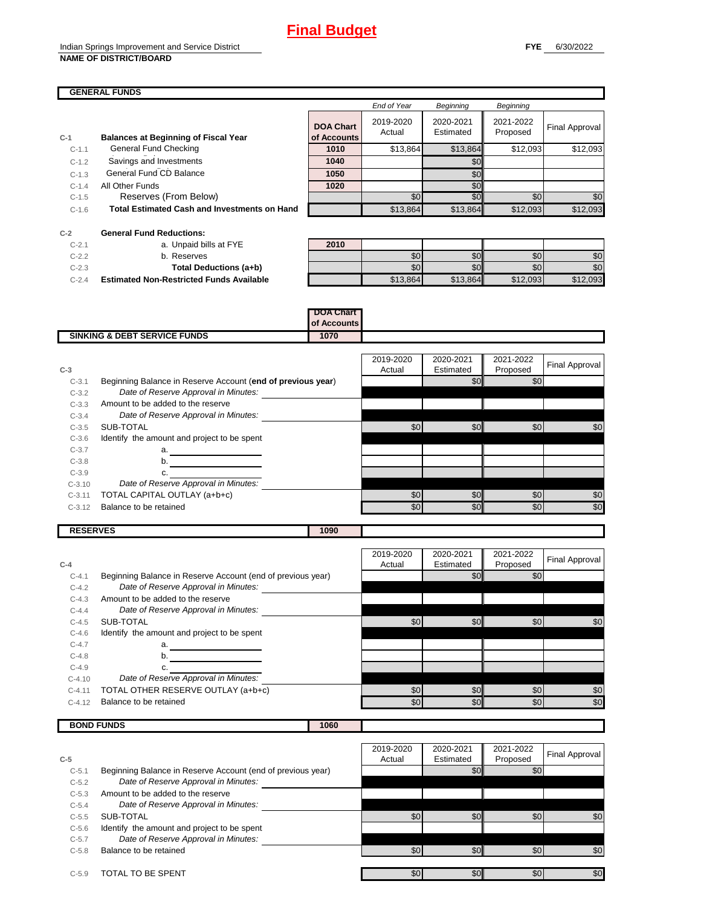# Final Budget

Indian Springs Improvement and Service District
**NAME OF DISTRICT/BOARD**

**FYE** 6/30/2022

**GENERAL FUNDS**

| | | DOA Chart of Accounts | End of Year 2019-2020 Actual | Beginning 2020-2021 Estimated | Beginning 2021-2022 Proposed | Final Approval |
|---|---|---|---|---|---|---|
| **C-1** | **Balances at Beginning of Fiscal Year** | | | | | |
| C-1.1 | General Fund Checking | 1010 | $13,864 | $13,864 | $12,093 | $12,093 |
| C-1.2 | Savings and Investments | 1040 | | $0 | | |
| C-1.3 | General Fund CD Balance | 1050 | | $0 | | |
| C-1.4 | All Other Funds | 1020 | | $0 | | |
| C-1.5 | Reserves (From Below) | | $0 | $0 | $0 | $0 |
| C-1.6 | **Total Estimated Cash and Investments on Hand** | | $13,864 | $13,864 | $12,093 | $12,093 |
| **C-2** | **General Fund Reductions:** | | | | | |
| C-2.1 | a. Unpaid bills at FYE | 2010 | | | | |
| C-2.2 | b. Reserves | | $0 | $0 | $0 | $0 |
| C-2.3 | **Total Deductions (a+b)** | | $0 | $0 | $0 | $0 |
| C-2.4 | **Estimated Non-Restricted Funds Available** | | $13,864 | $13,864 | $12,093 | $12,093 |

**SINKING & DEBT SERVICE FUNDS** — DOA Chart of Accounts 1070

| C-3 | | 2019-2020 Actual | 2020-2021 Estimated | 2021-2022 Proposed | Final Approval |
|---|---|---|---|---|---|
| C-3.1 | Beginning Balance in Reserve Account (**end of previous year**) | | $0 | $0 | |
| C-3.2 | *Date of Reserve Approval in Minutes:* | | | | |
| C-3.3 | Amount to be added to the reserve | | | | |
| C-3.4 | *Date of Reserve Approval in Minutes:* | | | | |
| C-3.5 | SUB-TOTAL | $0 | $0 | $0 | $0 |
| C-3.6 | Identify the amount and project to be spent | | | | |
| C-3.7 | a. | | | | |
| C-3.8 | b. | | | | |
| C-3.9 | c. | | | | |
| C-3.10 | *Date of Reserve Approval in Minutes:* | | | | |
| C-3.11 | TOTAL CAPITAL OUTLAY (a+b+c) | $0 | $0 | $0 | $0 |
| C-3.12 | Balance to be retained | $0 | $0 | $0 | $0 |

**RESERVES** — 1090

| C-4 | | 2019-2020 Actual | 2020-2021 Estimated | 2021-2022 Proposed | Final Approval |
|---|---|---|---|---|---|
| C-4.1 | Beginning Balance in Reserve Account (end of previous year) | | $0 | $0 | |
| C-4.2 | *Date of Reserve Approval in Minutes:* | | | | |
| C-4.3 | Amount to be added to the reserve | | | | |
| C-4.4 | *Date of Reserve Approval in Minutes:* | | | | |
| C-4.5 | SUB-TOTAL | $0 | $0 | $0 | $0 |
| C-4.6 | Identify the amount and project to be spent | | | | |
| C-4.7 | a. | | | | |
| C-4.8 | b. | | | | |
| C-4.9 | c. | | | | |
| C-4.10 | *Date of Reserve Approval in Minutes:* | | | | |
| C-4.11 | TOTAL OTHER RESERVE OUTLAY (a+b+c) | $0 | $0 | $0 | $0 |
| C-4.12 | Balance to be retained | $0 | $0 | $0 | $0 |

**BOND FUNDS** — 1060

| C-5 | | 2019-2020 Actual | 2020-2021 Estimated | 2021-2022 Proposed | Final Approval |
|---|---|---|---|---|---|
| C-5.1 | Beginning Balance in Reserve Account (end of previous year) | | $0 | $0 | |
| C-5.2 | *Date of Reserve Approval in Minutes:* | | | | |
| C-5.3 | Amount to be added to the reserve | | | | |
| C-5.4 | *Date of Reserve Approval in Minutes:* | | | | |
| C-5.5 | SUB-TOTAL | $0 | $0 | $0 | $0 |
| C-5.6 | Identify the amount and project to be spent | | | | |
| C-5.7 | *Date of Reserve Approval in Minutes:* | | | | |
| C-5.8 | Balance to be retained | $0 | $0 | $0 | $0 |
| C-5.9 | TOTAL TO BE SPENT | $0 | $0 | $0 | $0 |